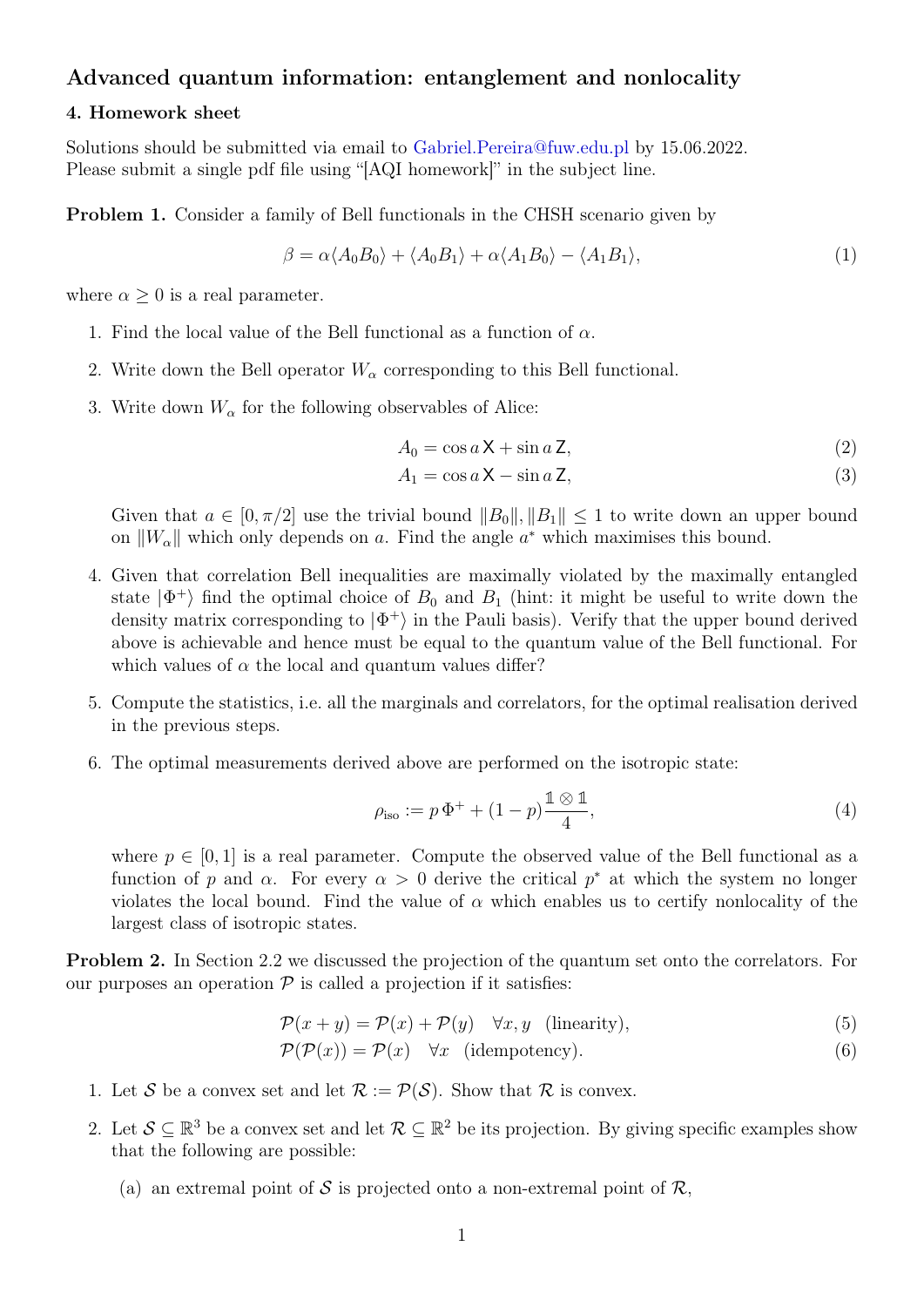## Advanced quantum information: entanglement and nonlocality

### 4. Homework sheet

Solutions should be submitted via email to Gabriel.Pereira@fuw.edu.pl by 15.06.2022. Please submit a single pdf file using "[AQI homework]" in the subject line.

**Problem 1.** Consider a family of Bell functionals in the CHSH scenario given by

$$\beta = \alpha\langle A_0 B_0\rangle + \langle A_0 B_1\rangle + \alpha\langle A_1 B_0\rangle - \langle A_1 B_1\rangle, \tag{1}$$

where $\alpha \geq 0$ is a real parameter.

1. Find the local value of the Bell functional as a function of $\alpha$.
2. Write down the Bell operator $W_\alpha$ corresponding to this Bell functional.
3. Write down $W_\alpha$ for the following observables of Alice:

   $$A_0 = \cos a\,\mathsf{X} + \sin a\,\mathsf{Z}, \tag{2}$$
   $$A_1 = \cos a\,\mathsf{X} - \sin a\,\mathsf{Z}, \tag{3}$$

   Given that $a \in [0, \pi/2]$ use the trivial bound $\|B_0\|, \|B_1\| \leq 1$ to write down an upper bound on $\|W_\alpha\|$ which only depends on $a$. Find the angle $a^*$ which maximises this bound.
4. Given that correlation Bell inequalities are maximally violated by the maximally entangled state $|\Phi^+\rangle$ find the optimal choice of $B_0$ and $B_1$ (hint: it might be useful to write down the density matrix corresponding to $|\Phi^+\rangle$ in the Pauli basis). Verify that the upper bound derived above is achievable and hence must be equal to the quantum value of the Bell functional. For which values of $\alpha$ the local and quantum values differ?
5. Compute the statistics, i.e. all the marginals and correlators, for the optimal realisation derived in the previous steps.
6. The optimal measurements derived above are performed on the isotropic state:

   $$\rho_{\text{iso}} := p\,\Phi^+ + (1-p)\frac{\mathbb{1}\otimes\mathbb{1}}{4}, \tag{4}$$

   where $p \in [0, 1]$ is a real parameter. Compute the observed value of the Bell functional as a function of $p$ and $\alpha$. For every $\alpha > 0$ derive the critical $p^*$ at which the system no longer violates the local bound. Find the value of $\alpha$ which enables us to certify nonlocality of the largest class of isotropic states.

**Problem 2.** In Section 2.2 we discussed the projection of the quantum set onto the correlators. For our purposes an operation $\mathcal{P}$ is called a projection if it satisfies:

$$\mathcal{P}(x + y) = \mathcal{P}(x) + \mathcal{P}(y) \quad \forall x, y \quad \text{(linearity)}, \tag{5}$$
$$\mathcal{P}(\mathcal{P}(x)) = \mathcal{P}(x) \quad \forall x \quad \text{(idempotency)}. \tag{6}$$

1. Let $\mathcal{S}$ be a convex set and let $\mathcal{R} := \mathcal{P}(\mathcal{S})$. Show that $\mathcal{R}$ is convex.
2. Let $\mathcal{S} \subseteq \mathbb{R}^3$ be a convex set and let $\mathcal{R} \subseteq \mathbb{R}^2$ be its projection. By giving specific examples show that the following are possible:

   (a) an extremal point of $\mathcal{S}$ is projected onto a non-extremal point of $\mathcal{R}$,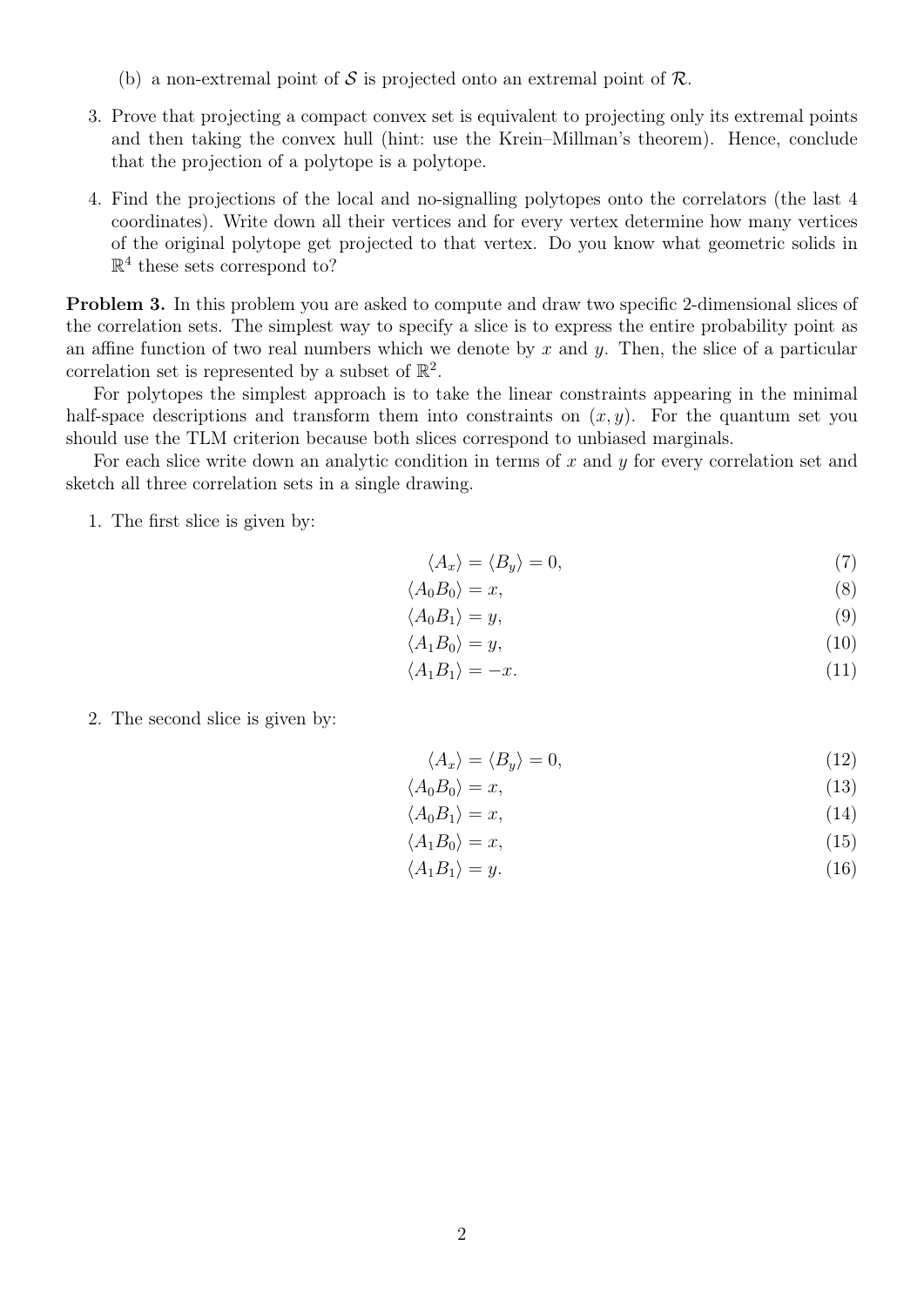(b) a non-extremal point of $\mathcal{S}$ is projected onto an extremal point of $\mathcal{R}$.

3. Prove that projecting a compact convex set is equivalent to projecting only its extremal points and then taking the convex hull (hint: use the Krein–Millman's theorem). Hence, conclude that the projection of a polytope is a polytope.

4. Find the projections of the local and no-signalling polytopes onto the correlators (the last 4 coordinates). Write down all their vertices and for every vertex determine how many vertices of the original polytope get projected to that vertex. Do you know what geometric solids in $\mathbb{R}^4$ these sets correspond to?

**Problem 3.** In this problem you are asked to compute and draw two specific 2-dimensional slices of the correlation sets. The simplest way to specify a slice is to express the entire probability point as an affine function of two real numbers which we denote by $x$ and $y$. Then, the slice of a particular correlation set is represented by a subset of $\mathbb{R}^2$.

For polytopes the simplest approach is to take the linear constraints appearing in the minimal half-space descriptions and transform them into constraints on $(x, y)$. For the quantum set you should use the TLM criterion because both slices correspond to unbiased marginals.

For each slice write down an analytic condition in terms of $x$ and $y$ for every correlation set and sketch all three correlation sets in a single drawing.

1. The first slice is given by:

$$\langle A_x \rangle = \langle B_y \rangle = 0, \tag{7}$$
$$\langle A_0 B_0 \rangle = x, \tag{8}$$
$$\langle A_0 B_1 \rangle = y, \tag{9}$$
$$\langle A_1 B_0 \rangle = y, \tag{10}$$
$$\langle A_1 B_1 \rangle = -x. \tag{11}$$

2. The second slice is given by:

$$\langle A_x \rangle = \langle B_y \rangle = 0, \tag{12}$$
$$\langle A_0 B_0 \rangle = x, \tag{13}$$
$$\langle A_0 B_1 \rangle = x, \tag{14}$$
$$\langle A_1 B_0 \rangle = x, \tag{15}$$
$$\langle A_1 B_1 \rangle = y. \tag{16}$$